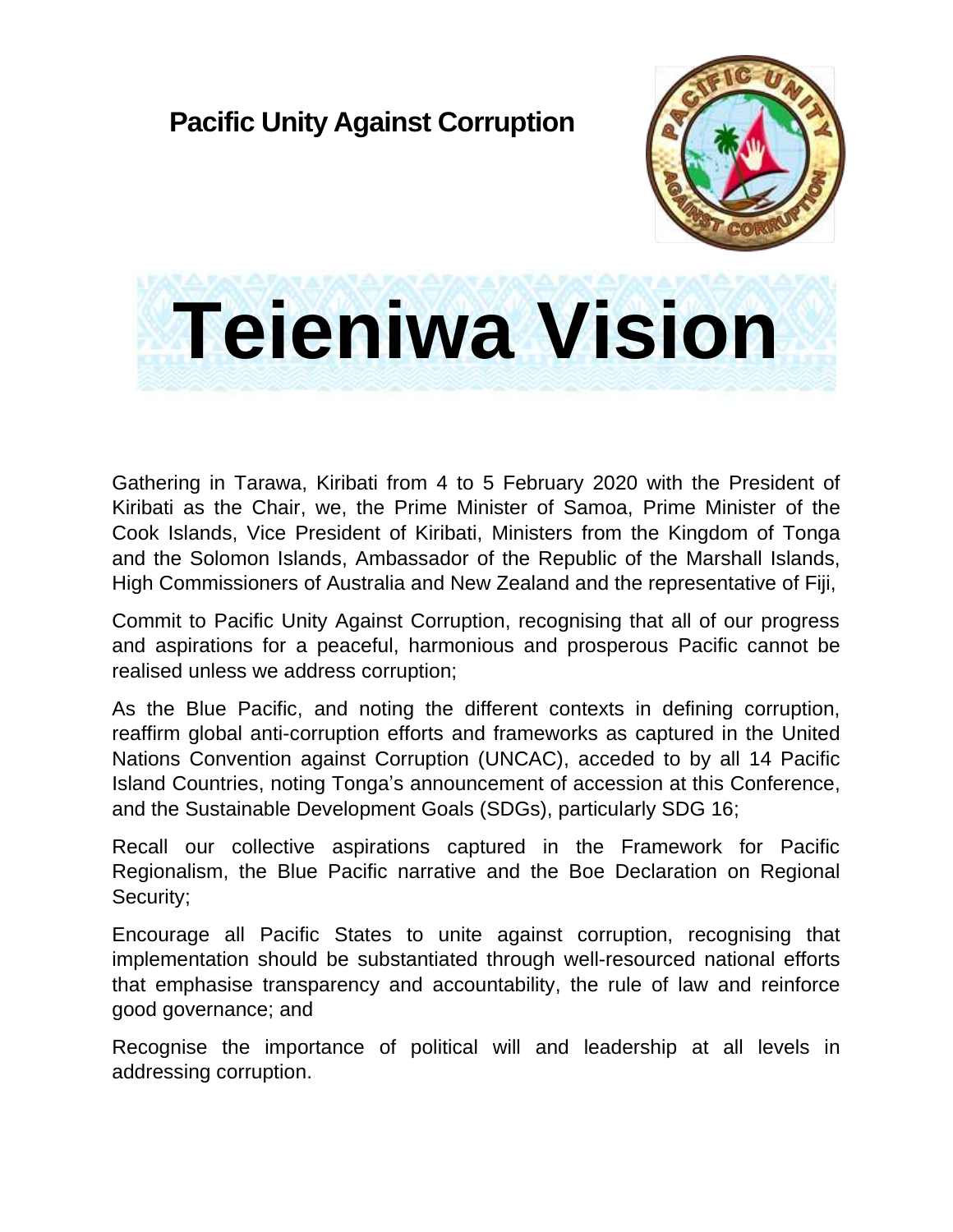**Pacific Unity Against Corruption**

# Teieniwa Vision

Gathering in Tarawa, Kiribati from 4 to 5 February 2020 with the President of Kiribati as the Chair, we, the Prime Minister of Samoa, Prime Minister of the Cook Islands, Vice President of Kiribati, Ministers from the Kingdom of Tonga and the Solomon Islands, Ambassador of the Republic of the Marshall Islands, High Commissioners of Australia and New Zealand and the representative of Fiji,

Commit to Pacific Unity Against Corruption, recognising that all of our progress and aspirations for a peaceful, harmonious and prosperous Pacific cannot be realised unless we address corruption;

As the Blue Pacific, and noting the different contexts in defining corruption, reaffirm global anti-corruption efforts and frameworks as captured in the United Nations Convention against Corruption (UNCAC), acceded to by all 14 Pacific Island Countries, noting Tonga's announcement of accession at this Conference, and the Sustainable Development Goals (SDGs), particularly SDG 16;

Recall our collective aspirations captured in the Framework for Pacific Regionalism, the Blue Pacific narrative and the Boe Declaration on Regional Security;

Encourage all Pacific States to unite against corruption, recognising that implementation should be substantiated through well-resourced national efforts that emphasise transparency and accountability, the rule of law and reinforce good governance; and

Recognise the importance of political will and leadership at all levels in addressing corruption.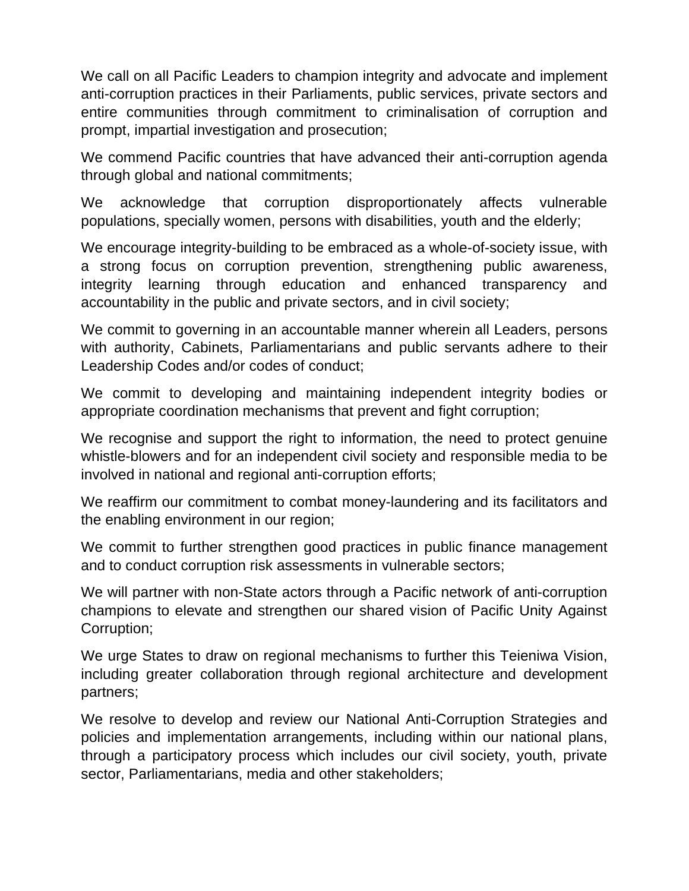We call on all Pacific Leaders to champion integrity and advocate and implement anti-corruption practices in their Parliaments, public services, private sectors and entire communities through commitment to criminalisation of corruption and prompt, impartial investigation and prosecution;

We commend Pacific countries that have advanced their anti-corruption agenda through global and national commitments;

We acknowledge that corruption disproportionately affects vulnerable populations, specially women, persons with disabilities, youth and the elderly;

We encourage integrity-building to be embraced as a whole-of-society issue, with a strong focus on corruption prevention, strengthening public awareness, integrity learning through education and enhanced transparency and accountability in the public and private sectors, and in civil society;

We commit to governing in an accountable manner wherein all Leaders, persons with authority, Cabinets, Parliamentarians and public servants adhere to their Leadership Codes and/or codes of conduct;

We commit to developing and maintaining independent integrity bodies or appropriate coordination mechanisms that prevent and fight corruption;

We recognise and support the right to information, the need to protect genuine whistle-blowers and for an independent civil society and responsible media to be involved in national and regional anti-corruption efforts;

We reaffirm our commitment to combat money-laundering and its facilitators and the enabling environment in our region;

We commit to further strengthen good practices in public finance management and to conduct corruption risk assessments in vulnerable sectors;

We will partner with non-State actors through a Pacific network of anti-corruption champions to elevate and strengthen our shared vision of Pacific Unity Against Corruption;

We urge States to draw on regional mechanisms to further this Teieniwa Vision, including greater collaboration through regional architecture and development partners;

We resolve to develop and review our National Anti-Corruption Strategies and policies and implementation arrangements, including within our national plans, through a participatory process which includes our civil society, youth, private sector, Parliamentarians, media and other stakeholders;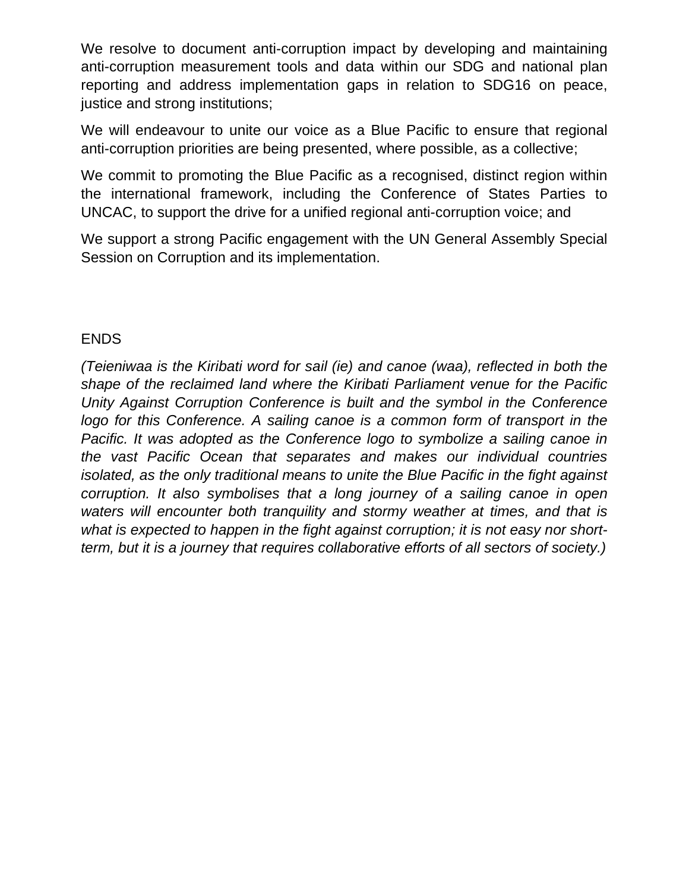We resolve to document anti-corruption impact by developing and maintaining anti-corruption measurement tools and data within our SDG and national plan reporting and address implementation gaps in relation to SDG16 on peace, justice and strong institutions;

We will endeavour to unite our voice as a Blue Pacific to ensure that regional anti-corruption priorities are being presented, where possible, as a collective;

We commit to promoting the Blue Pacific as a recognised, distinct region within the international framework, including the Conference of States Parties to UNCAC, to support the drive for a unified regional anti-corruption voice; and

We support a strong Pacific engagement with the UN General Assembly Special Session on Corruption and its implementation.

ENDS

*(Teieniwaa is the Kiribati word for sail (ie) and canoe (waa), reflected in both the shape of the reclaimed land where the Kiribati Parliament venue for the Pacific Unity Against Corruption Conference is built and the symbol in the Conference logo for this Conference. A sailing canoe is a common form of transport in the Pacific. It was adopted as the Conference logo to symbolize a sailing canoe in the vast Pacific Ocean that separates and makes our individual countries isolated, as the only traditional means to unite the Blue Pacific in the fight against corruption. It also symbolises that a long journey of a sailing canoe in open waters will encounter both tranquility and stormy weather at times, and that is what is expected to happen in the fight against corruption; it is not easy nor short-term, but it is a journey that requires collaborative efforts of all sectors of society.)*